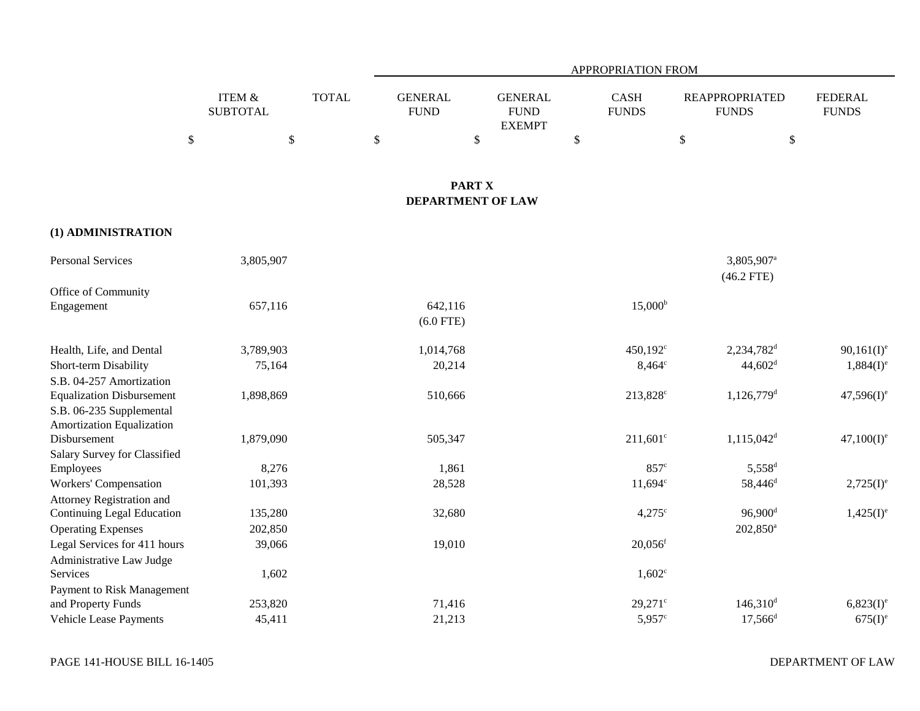| | ITEM & SUBTOTAL | TOTAL | APPROPRIATION FROM | | | | |
|---|---|---|---|---|---|---|---|
| | | | GENERAL FUND | GENERAL FUND EXEMPT | CASH FUNDS | REAPPROPRIATED FUNDS | FEDERAL FUNDS |
| | $ | $ | $ | $ | $ | $ | $ |

## PART X
## DEPARTMENT OF LAW

### (1) ADMINISTRATION

| | ITEM & SUBTOTAL | TOTAL | GENERAL FUND | GENERAL FUND EXEMPT | CASH FUNDS | REAPPROPRIATED FUNDS | FEDERAL FUNDS |
|---|---|---|---|---|---|---|---|
| Personal Services | 3,805,907 | | | | | 3,805,907[a] (46.2 FTE) | |
| Office of Community Engagement | 657,116 | | 642,116 (6.0 FTE) | | 15,000[b] | | |
| Health, Life, and Dental | 3,789,903 | | 1,014,768 | | 450,192[c] | 2,234,782[d] | 90,161(I)[e] |
| Short-term Disability | 75,164 | | 20,214 | | 8,464[c] | 44,602[d] | 1,884(I)[e] |
| S.B. 04-257 Amortization Equalization Disbursement | 1,898,869 | | 510,666 | | 213,828[c] | 1,126,779[d] | 47,596(I)[e] |
| S.B. 06-235 Supplemental Amortization Equalization Disbursement | 1,879,090 | | 505,347 | | 211,601[c] | 1,115,042[d] | 47,100(I)[e] |
| Salary Survey for Classified Employees | 8,276 | | 1,861 | | 857[c] | 5,558[d] | |
| Workers' Compensation | 101,393 | | 28,528 | | 11,694[c] | 58,446[d] | 2,725(I)[e] |
| Attorney Registration and Continuing Legal Education | 135,280 | | 32,680 | | 4,275[c] | 96,900[d] | 1,425(I)[e] |
| Operating Expenses | 202,850 | | | | | 202,850[a] | |
| Legal Services for 411 hours | 39,066 | | 19,010 | | 20,056[f] | | |
| Administrative Law Judge Services | 1,602 | | | | 1,602[c] | | |
| Payment to Risk Management and Property Funds | 253,820 | | 71,416 | | 29,271[c] | 146,310[d] | 6,823(I)[e] |
| Vehicle Lease Payments | 45,411 | | 21,213 | | 5,957[c] | 17,566[d] | 675(I)[e] |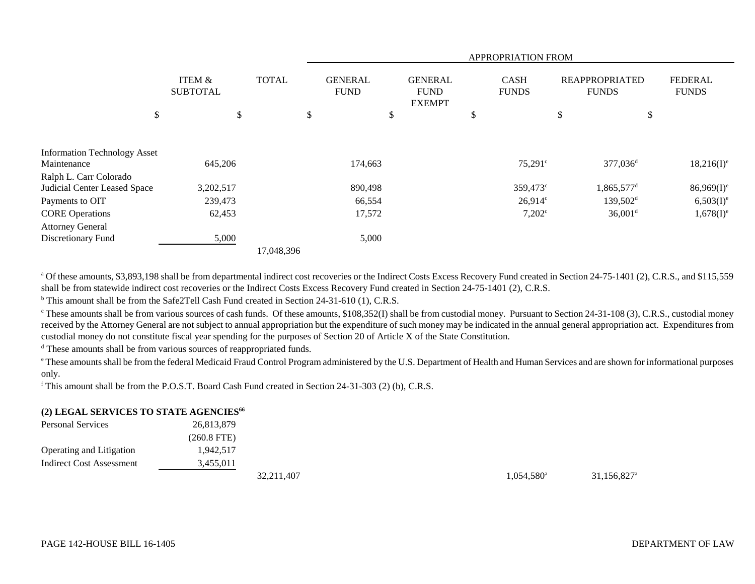| | ITEM & SUBTOTAL | TOTAL | APPROPRIATION FROM GENERAL FUND | GENERAL FUND EXEMPT | CASH FUNDS | REAPPROPRIATED FUNDS | FEDERAL FUNDS |
|---|---|---|---|---|---|---|---|
| | $ | $ | $ | $ | $ | $ | $ |
| Information Technology Asset Maintenance | 645,206 | | 174,663 | | 75,291[c] | 377,036[d] | 18,216(I)[e] |
| Ralph L. Carr Colorado Judicial Center Leased Space | 3,202,517 | | 890,498 | | 359,473[c] | 1,865,577[d] | 86,969(I)[e] |
| Payments to OIT | 239,473 | | 66,554 | | 26,914[c] | 139,502[d] | 6,503(I)[e] |
| CORE Operations | 62,453 | | 17,572 | | 7,202[c] | 36,001[d] | 1,678(I)[e] |
| Attorney General Discretionary Fund | 5,000 | | 5,000 | | | | |
| | | 17,048,396 | | | | | |

[a] Of these amounts, $3,893,198 shall be from departmental indirect cost recoveries or the Indirect Costs Excess Recovery Fund created in Section 24-75-1401 (2), C.R.S., and $115,559 shall be from statewide indirect cost recoveries or the Indirect Costs Excess Recovery Fund created in Section 24-75-1401 (2), C.R.S.

[b] This amount shall be from the Safe2Tell Cash Fund created in Section 24-31-610 (1), C.R.S.

[c] These amounts shall be from various sources of cash funds. Of these amounts, $108,352(I) shall be from custodial money. Pursuant to Section 24-31-108 (3), C.R.S., custodial money received by the Attorney General are not subject to annual appropriation but the expenditure of such money may be indicated in the annual general appropriation act. Expenditures from custodial money do not constitute fiscal year spending for the purposes of Section 20 of Article X of the State Constitution.

[d] These amounts shall be from various sources of reappropriated funds.

[e] These amounts shall be from the federal Medicaid Fraud Control Program administered by the U.S. Department of Health and Human Services and are shown for informational purposes only.

[f] This amount shall be from the P.O.S.T. Board Cash Fund created in Section 24-31-303 (2) (b), C.R.S.

**(2) LEGAL SERVICES TO STATE AGENCIES[66]**

| | ITEM & SUBTOTAL | TOTAL | GENERAL FUND | GENERAL FUND EXEMPT | CASH FUNDS | REAPPROPRIATED FUNDS | FEDERAL FUNDS |
|---|---|---|---|---|---|---|---|
| Personal Services | 26,813,879 (260.8 FTE) | | | | | | |
| Operating and Litigation | 1,942,517 | | | | | | |
| Indirect Cost Assessment | 3,455,011 | | | | | | |
| | | 32,211,407 | | | 1,054,580[a] | 31,156,827[a] | |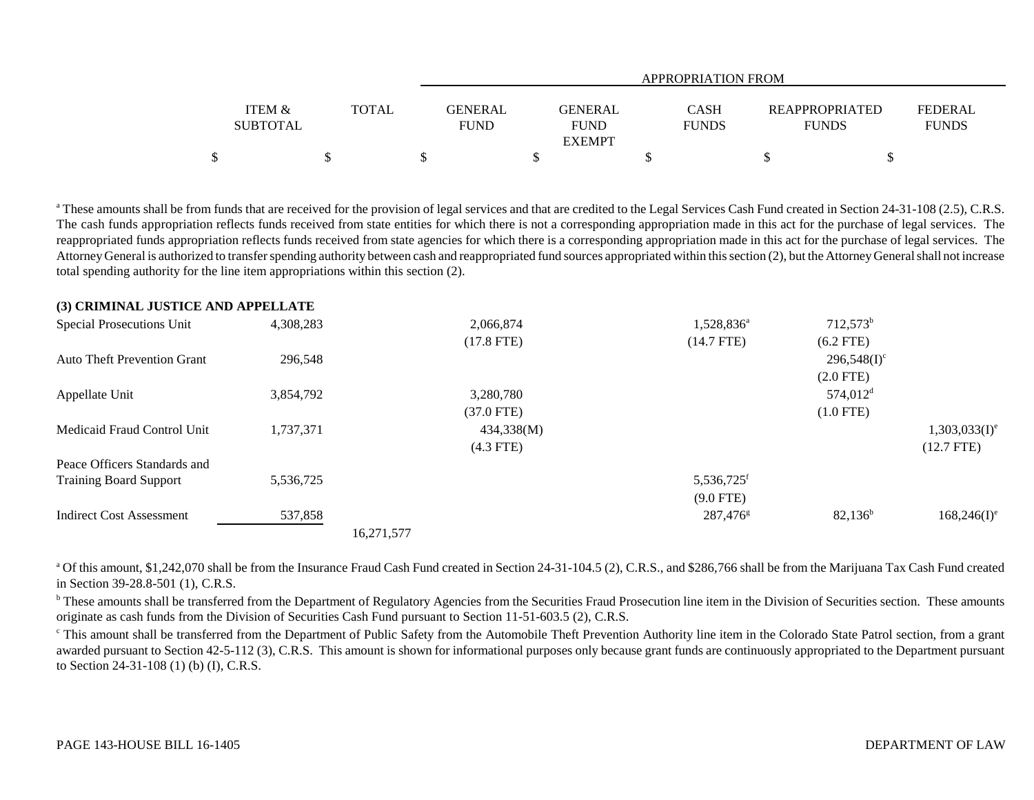| | ITEM & SUBTOTAL | TOTAL | APPROPRIATION FROM GENERAL FUND | GENERAL FUND EXEMPT | CASH FUNDS | REAPPROPRIATED FUNDS | FEDERAL FUNDS |
|---|---|---|---|---|---|---|---|
| | $ | $ | $ | $ | $ | $ | $ |

[a] These amounts shall be from funds that are received for the provision of legal services and that are credited to the Legal Services Cash Fund created in Section 24-31-108 (2.5), C.R.S. The cash funds appropriation reflects funds received from state entities for which there is not a corresponding appropriation made in this act for the purchase of legal services. The reappropriated funds appropriation reflects funds received from state agencies for which there is a corresponding appropriation made in this act for the purchase of legal services. The Attorney General is authorized to transfer spending authority between cash and reappropriated fund sources appropriated within this section (2), but the Attorney General shall not increase total spending authority for the line item appropriations within this section (2).

**(3) CRIMINAL JUSTICE AND APPELLATE**

| | ITEM & SUBTOTAL | TOTAL | GENERAL FUND | GENERAL FUND EXEMPT | CASH FUNDS | REAPPROPRIATED FUNDS | FEDERAL FUNDS |
|---|---|---|---|---|---|---|---|
| Special Prosecutions Unit | 4,308,283 | | 2,066,874 | | 1,528,836[a] | 712,573[b] | |
| | | | (17.8 FTE) | | (14.7 FTE) | (6.2 FTE) | |
| Auto Theft Prevention Grant | 296,548 | | | | | 296,548(I)[c] | |
| | | | | | | (2.0 FTE) | |
| Appellate Unit | 3,854,792 | | 3,280,780 | | | 574,012[d] | |
| | | | (37.0 FTE) | | | (1.0 FTE) | |
| Medicaid Fraud Control Unit | 1,737,371 | | 434,338(M) | | | | 1,303,033(I)[e] |
| | | | (4.3 FTE) | | | | (12.7 FTE) |
| Peace Officers Standards and Training Board Support | 5,536,725 | | | | 5,536,725[f] | | |
| | | | | | (9.0 FTE) | | |
| Indirect Cost Assessment | 537,858 | | | | 287,476[g] | 82,136[b] | 168,246(I)[e] |
| | | 16,271,577 | | | | | |

[a] Of this amount, $1,242,070 shall be from the Insurance Fraud Cash Fund created in Section 24-31-104.5 (2), C.R.S., and $286,766 shall be from the Marijuana Tax Cash Fund created in Section 39-28.8-501 (1), C.R.S.

[b] These amounts shall be transferred from the Department of Regulatory Agencies from the Securities Fraud Prosecution line item in the Division of Securities section. These amounts originate as cash funds from the Division of Securities Cash Fund pursuant to Section 11-51-603.5 (2), C.R.S.

[c] This amount shall be transferred from the Department of Public Safety from the Automobile Theft Prevention Authority line item in the Colorado State Patrol section, from a grant awarded pursuant to Section 42-5-112 (3), C.R.S. This amount is shown for informational purposes only because grant funds are continuously appropriated to the Department pursuant to Section 24-31-108 (1) (b) (I), C.R.S.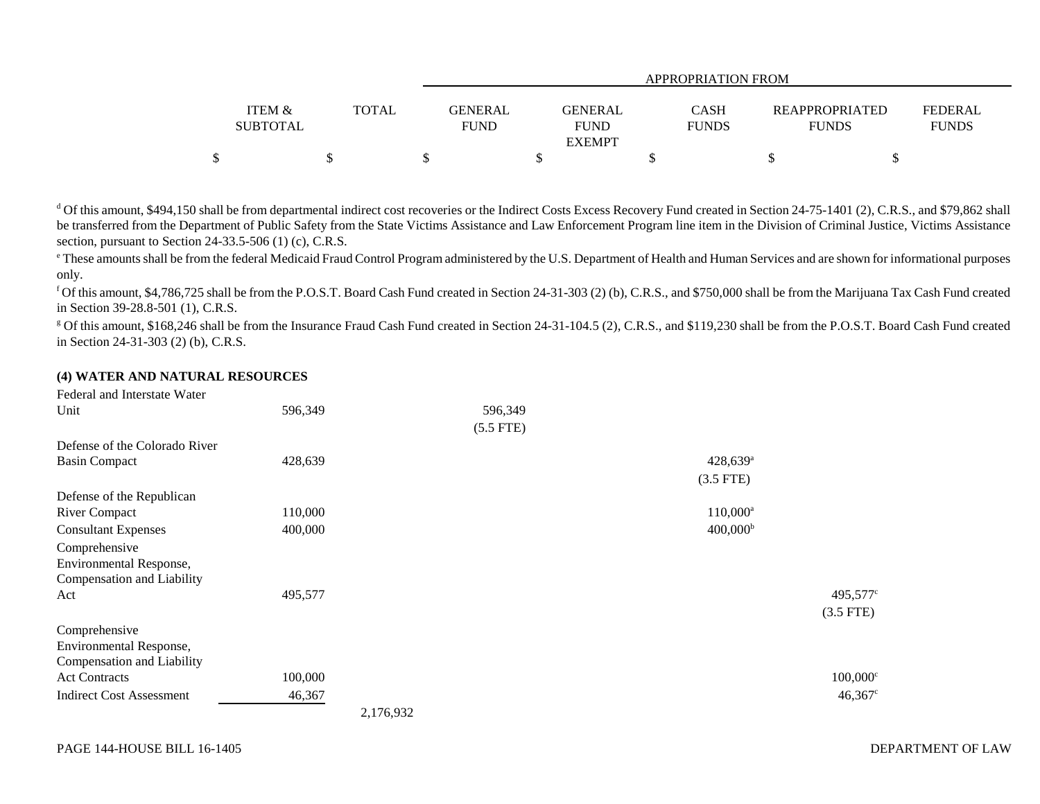| | ITEM & SUBTOTAL | TOTAL | GENERAL FUND | GENERAL FUND EXEMPT | CASH FUNDS | REAPPROPRIATED FUNDS | FEDERAL FUNDS |
|---|---|---|---|---|---|---|---|
| | | | APPROPRIATION FROM | | | | |
| | $ | $ | $ | $ | $ | $ | $ |

[d] Of this amount, $494,150 shall be from departmental indirect cost recoveries or the Indirect Costs Excess Recovery Fund created in Section 24-75-1401 (2), C.R.S., and $79,862 shall be transferred from the Department of Public Safety from the State Victims Assistance and Law Enforcement Program line item in the Division of Criminal Justice, Victims Assistance section, pursuant to Section 24-33.5-506 (1) (c), C.R.S.

[e] These amounts shall be from the federal Medicaid Fraud Control Program administered by the U.S. Department of Health and Human Services and are shown for informational purposes only.

[f] Of this amount, $4,786,725 shall be from the P.O.S.T. Board Cash Fund created in Section 24-31-303 (2) (b), C.R.S., and $750,000 shall be from the Marijuana Tax Cash Fund created in Section 39-28.8-501 (1), C.R.S.

[g] Of this amount, $168,246 shall be from the Insurance Fraud Cash Fund created in Section 24-31-104.5 (2), C.R.S., and $119,230 shall be from the P.O.S.T. Board Cash Fund created in Section 24-31-303 (2) (b), C.R.S.

**(4) WATER AND NATURAL RESOURCES**

| | ITEM & SUBTOTAL | TOTAL | GENERAL FUND | GENERAL FUND EXEMPT | CASH FUNDS | REAPPROPRIATED FUNDS | FEDERAL FUNDS |
|---|---|---|---|---|---|---|---|
| Federal and Interstate Water Unit | 596,349 | | 596,349 (5.5 FTE) | | | | |
| Defense of the Colorado River Basin Compact | 428,639 | | | | 428,639[a] (3.5 FTE) | | |
| Defense of the Republican River Compact | 110,000 | | | | 110,000[a] | | |
| Consultant Expenses | 400,000 | | | | 400,000[b] | | |
| Comprehensive Environmental Response, Compensation and Liability Act | 495,577 | | | | | 495,577[c] (3.5 FTE) | |
| Comprehensive Environmental Response, Compensation and Liability Act Contracts | 100,000 | | | | | 100,000[c] | |
| Indirect Cost Assessment | 46,367 | | | | | 46,367[c] | |
| | | 2,176,932 | | | | | |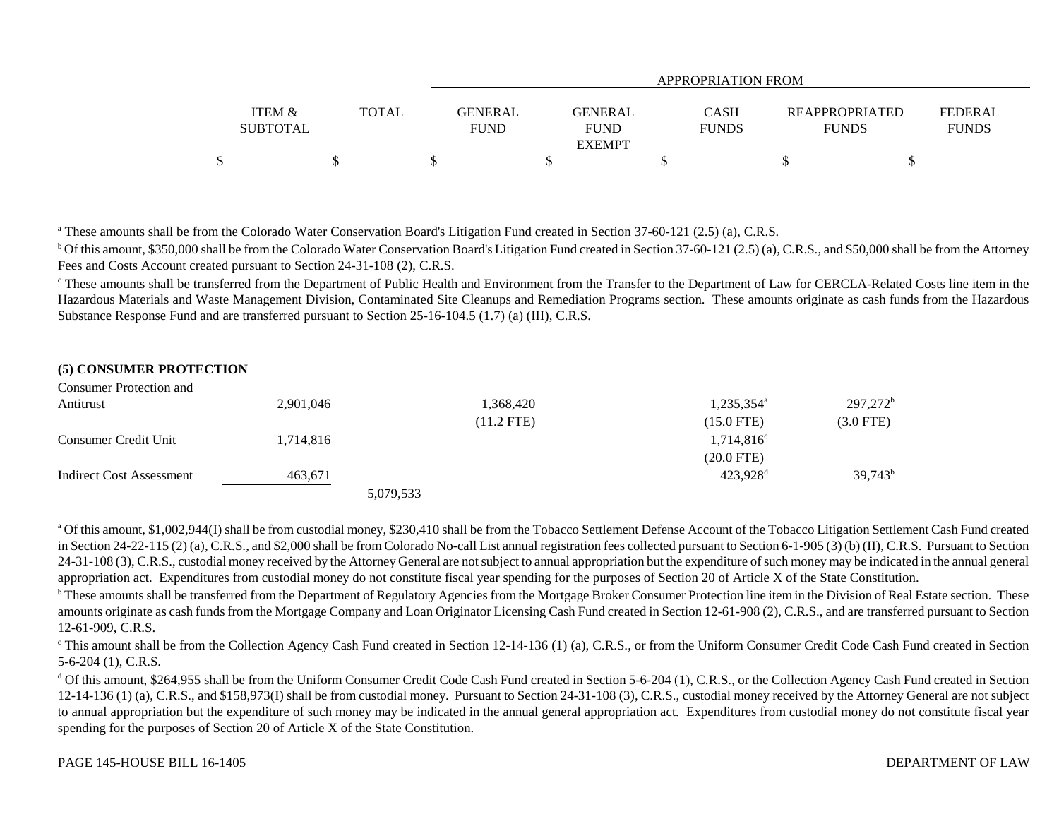| | ITEM & SUBTOTAL | TOTAL | GENERAL FUND | GENERAL FUND EXEMPT | CASH FUNDS | REAPPROPRIATED FUNDS | FEDERAL FUNDS |
|---|---|---|---|---|---|---|---|
| | | | APPROPRIATION FROM | | | | |
| | $ | $ | $ | $ | $ | $ | $ |

[a] These amounts shall be from the Colorado Water Conservation Board's Litigation Fund created in Section 37-60-121 (2.5) (a), C.R.S.

[b] Of this amount, $350,000 shall be from the Colorado Water Conservation Board's Litigation Fund created in Section 37-60-121 (2.5) (a), C.R.S., and $50,000 shall be from the Attorney Fees and Costs Account created pursuant to Section 24-31-108 (2), C.R.S.

[c] These amounts shall be transferred from the Department of Public Health and Environment from the Transfer to the Department of Law for CERCLA-Related Costs line item in the Hazardous Materials and Waste Management Division, Contaminated Site Cleanups and Remediation Programs section. These amounts originate as cash funds from the Hazardous Substance Response Fund and are transferred pursuant to Section 25-16-104.5 (1.7) (a) (III), C.R.S.

**(5) CONSUMER PROTECTION**

| | ITEM & SUBTOTAL | TOTAL | GENERAL FUND | GENERAL FUND EXEMPT | CASH FUNDS | REAPPROPRIATED FUNDS | FEDERAL FUNDS |
|---|---|---|---|---|---|---|---|
| Consumer Protection and Antitrust | 2,901,046 | | 1,368,420 | | 1,235,354[a] | 297,272[b] | |
| | | | (11.2 FTE) | | (15.0 FTE) | (3.0 FTE) | |
| Consumer Credit Unit | 1,714,816 | | | | 1,714,816[c] | | |
| | | | | | (20.0 FTE) | | |
| Indirect Cost Assessment | 463,671 | | | | 423,928[d] | 39,743[b] | |
| | | 5,079,533 | | | | | |

[a] Of this amount, $1,002,944(I) shall be from custodial money, $230,410 shall be from the Tobacco Settlement Defense Account of the Tobacco Litigation Settlement Cash Fund created in Section 24-22-115 (2) (a), C.R.S., and $2,000 shall be from Colorado No-call List annual registration fees collected pursuant to Section 6-1-905 (3) (b) (II), C.R.S. Pursuant to Section 24-31-108 (3), C.R.S., custodial money received by the Attorney General are not subject to annual appropriation but the expenditure of such money may be indicated in the annual general appropriation act. Expenditures from custodial money do not constitute fiscal year spending for the purposes of Section 20 of Article X of the State Constitution.

[b] These amounts shall be transferred from the Department of Regulatory Agencies from the Mortgage Broker Consumer Protection line item in the Division of Real Estate section. These amounts originate as cash funds from the Mortgage Company and Loan Originator Licensing Cash Fund created in Section 12-61-908 (2), C.R.S., and are transferred pursuant to Section 12-61-909, C.R.S.

[c] This amount shall be from the Collection Agency Cash Fund created in Section 12-14-136 (1) (a), C.R.S., or from the Uniform Consumer Credit Code Cash Fund created in Section 5-6-204 (1), C.R.S.

[d] Of this amount, $264,955 shall be from the Uniform Consumer Credit Code Cash Fund created in Section 5-6-204 (1), C.R.S., or the Collection Agency Cash Fund created in Section 12-14-136 (1) (a), C.R.S., and $158,973(I) shall be from custodial money. Pursuant to Section 24-31-108 (3), C.R.S., custodial money received by the Attorney General are not subject to annual appropriation but the expenditure of such money may be indicated in the annual general appropriation act. Expenditures from custodial money do not constitute fiscal year spending for the purposes of Section 20 of Article X of the State Constitution.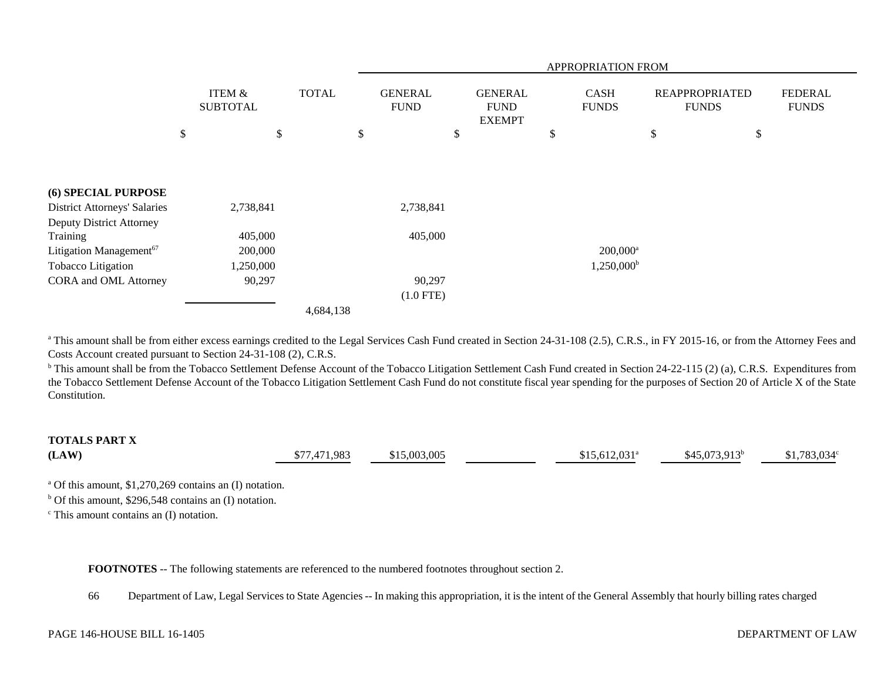| | ITEM & SUBTOTAL | TOTAL | APPROPRIATION FROM | | | | |
|---|---|---|---|---|---|---|---|
| | | | GENERAL FUND | GENERAL FUND EXEMPT | CASH FUNDS | REAPPROPRIATED FUNDS | FEDERAL FUNDS |
| | $ | $ | $ | $ | $ | $ | $ |
| **(6) SPECIAL PURPOSE** | | | | | | | |
| District Attorneys' Salaries | 2,738,841 | | 2,738,841 | | | | |
| Deputy District Attorney Training | 405,000 | | 405,000 | | | | |
| Litigation Management[67] | 200,000 | | | | 200,000[a] | | |
| Tobacco Litigation | 1,250,000 | | | | 1,250,000[b] | | |
| CORA and OML Attorney | 90,297 | | 90,297 | | | | |
| | | | (1.0 FTE) | | | | |
| | | 4,684,138 | | | | | |

[a] This amount shall be from either excess earnings credited to the Legal Services Cash Fund created in Section 24-31-108 (2.5), C.R.S., in FY 2015-16, or from the Attorney Fees and Costs Account created pursuant to Section 24-31-108 (2), C.R.S.

[b] This amount shall be from the Tobacco Settlement Defense Account of the Tobacco Litigation Settlement Cash Fund created in Section 24-22-115 (2) (a), C.R.S. Expenditures from the Tobacco Settlement Defense Account of the Tobacco Litigation Settlement Cash Fund do not constitute fiscal year spending for the purposes of Section 20 of Article X of the State Constitution.

| | ITEM & SUBTOTAL | TOTAL | GENERAL FUND | GENERAL FUND EXEMPT | CASH FUNDS | REAPPROPRIATED FUNDS | FEDERAL FUNDS |
|---|---|---|---|---|---|---|---|
| **TOTALS PART X (LAW)** | | $77,471,983 | $15,003,005 | | $15,612,031[a] | $45,073,913[b] | $1,783,034[c] |

[a] Of this amount, $1,270,269 contains an (I) notation.

[b] Of this amount, $296,548 contains an (I) notation.

[c] This amount contains an (I) notation.

**FOOTNOTES** -- The following statements are referenced to the numbered footnotes throughout section 2.

66 Department of Law, Legal Services to State Agencies -- In making this appropriation, it is the intent of the General Assembly that hourly billing rates charged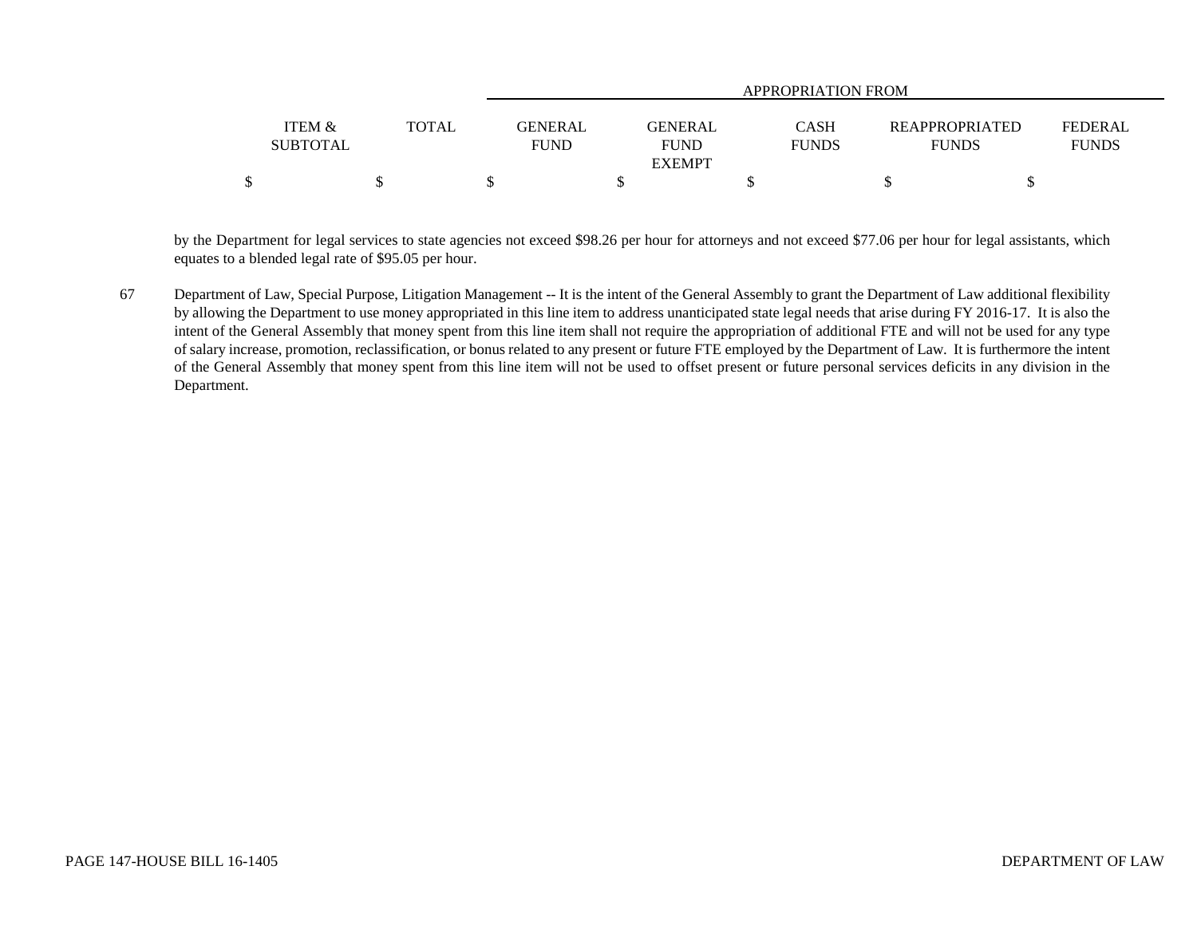| | | | APPROPRIATION FROM | | | | |
|---|---|---|---|---|---|---|---|
| | ITEM & SUBTOTAL | TOTAL | GENERAL FUND | GENERAL FUND EXEMPT | CASH FUNDS | REAPPROPRIATED FUNDS | FEDERAL FUNDS |
| | $ | $ | $ | $ | $ | $ | $ |

by the Department for legal services to state agencies not exceed $98.26 per hour for attorneys and not exceed $77.06 per hour for legal assistants, which equates to a blended legal rate of $95.05 per hour.

67 Department of Law, Special Purpose, Litigation Management -- It is the intent of the General Assembly to grant the Department of Law additional flexibility by allowing the Department to use money appropriated in this line item to address unanticipated state legal needs that arise during FY 2016-17. It is also the intent of the General Assembly that money spent from this line item shall not require the appropriation of additional FTE and will not be used for any type of salary increase, promotion, reclassification, or bonus related to any present or future FTE employed by the Department of Law. It is furthermore the intent of the General Assembly that money spent from this line item will not be used to offset present or future personal services deficits in any division in the Department.